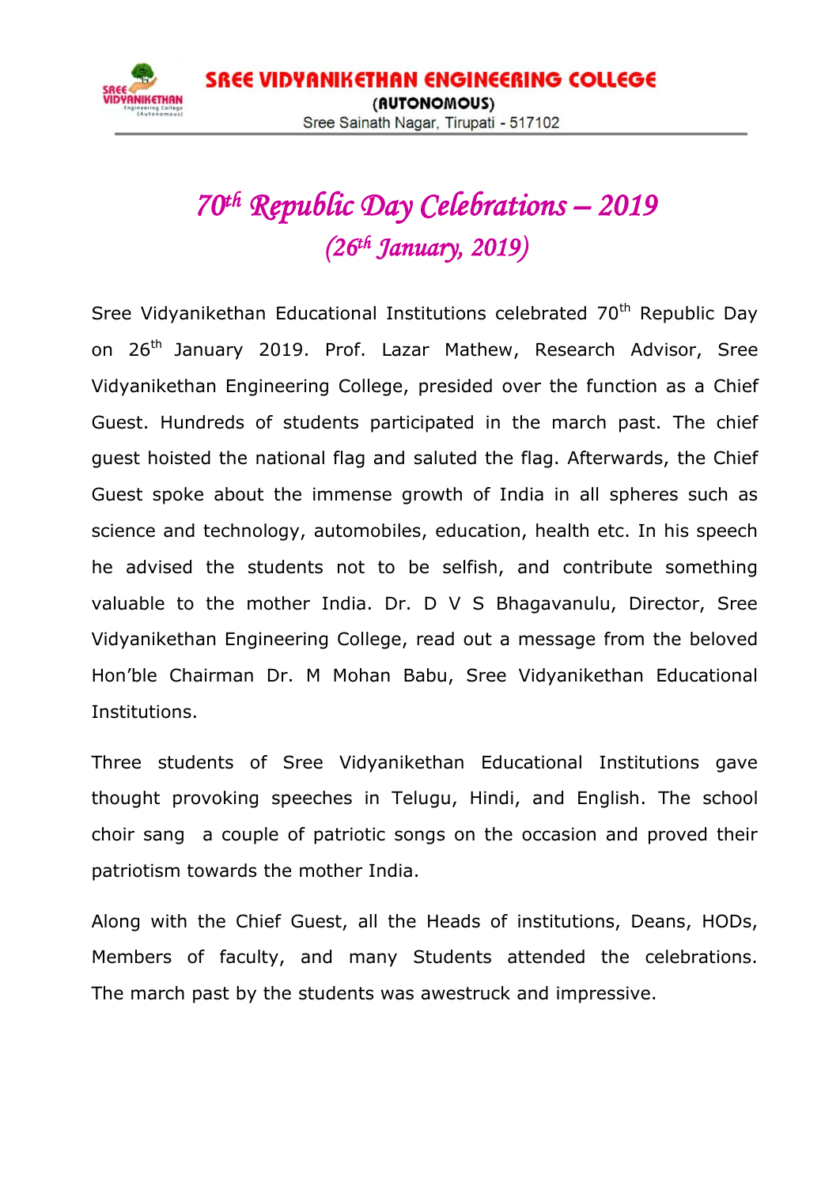# SREE VIDYANIKETHAN ENGINEERING COLLEGE

**(AUTONOMOUS)**

Sree Sainath Nagar, Tirupati - 517102

## *70th Republic Day Celebrations – 2019*

### *(26th January, 2019)*

Sree Vidyanikethan Educational Institutions celebrated 70th Republic Day on 26th January 2019. Prof. Lazar Mathew, Research Advisor, Sree Vidyanikethan Engineering College, presided over the function as a Chief Guest. Hundreds of students participated in the march past. The chief guest hoisted the national flag and saluted the flag. Afterwards, the Chief Guest spoke about the immense growth of India in all spheres such as science and technology, automobiles, education, health etc. In his speech he advised the students not to be selfish, and contribute something valuable to the mother India. Dr. D V S Bhagavanulu, Director, Sree Vidyanikethan Engineering College, read out a message from the beloved Hon'ble Chairman Dr. M Mohan Babu, Sree Vidyanikethan Educational Institutions.

Three students of Sree Vidyanikethan Educational Institutions gave thought provoking speeches in Telugu, Hindi, and English. The school choir sang a couple of patriotic songs on the occasion and proved their patriotism towards the mother India.

Along with the Chief Guest, all the Heads of institutions, Deans, HODs, Members of faculty, and many Students attended the celebrations. The march past by the students was awestruck and impressive.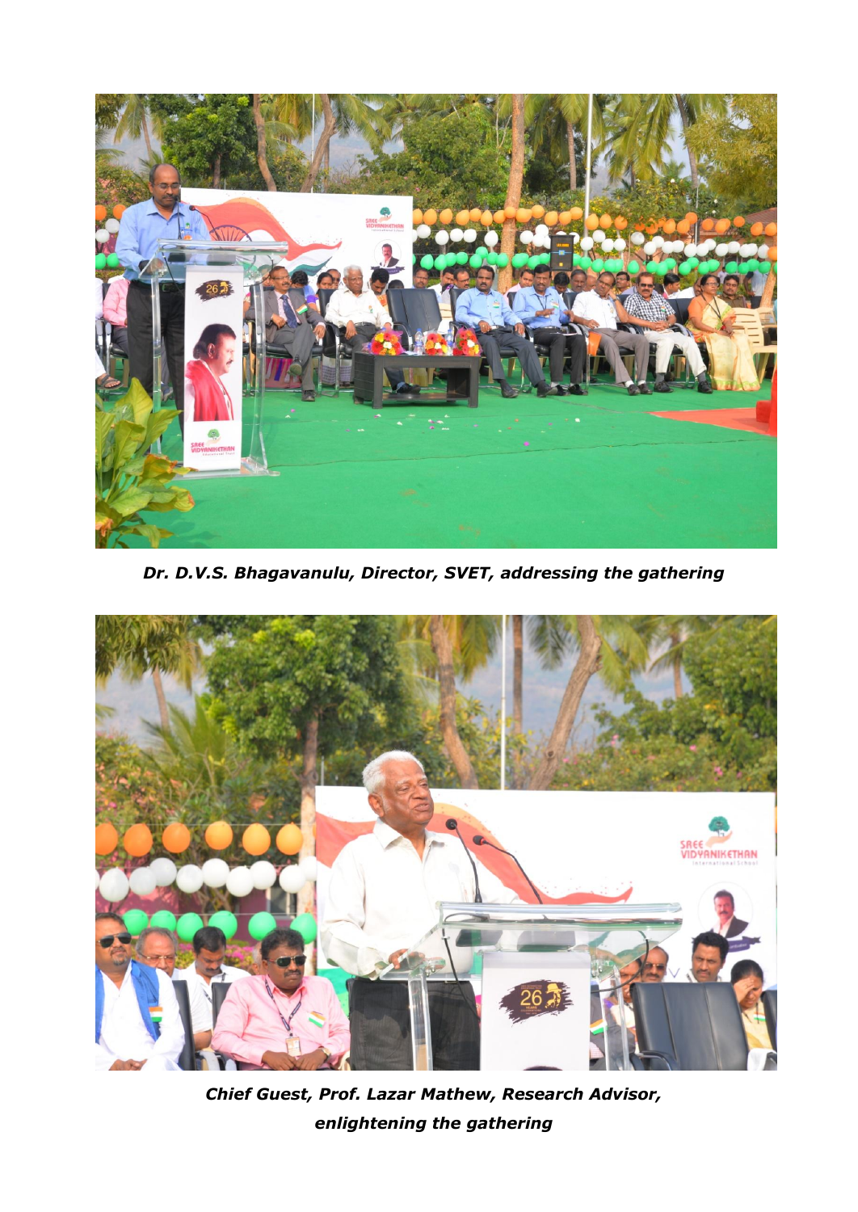*Dr. D.V.S. Bhagavanulu, Director, SVET, addressing the gathering*

*Chief Guest, Prof. Lazar Mathew, Research Advisor, enlightening the gathering*